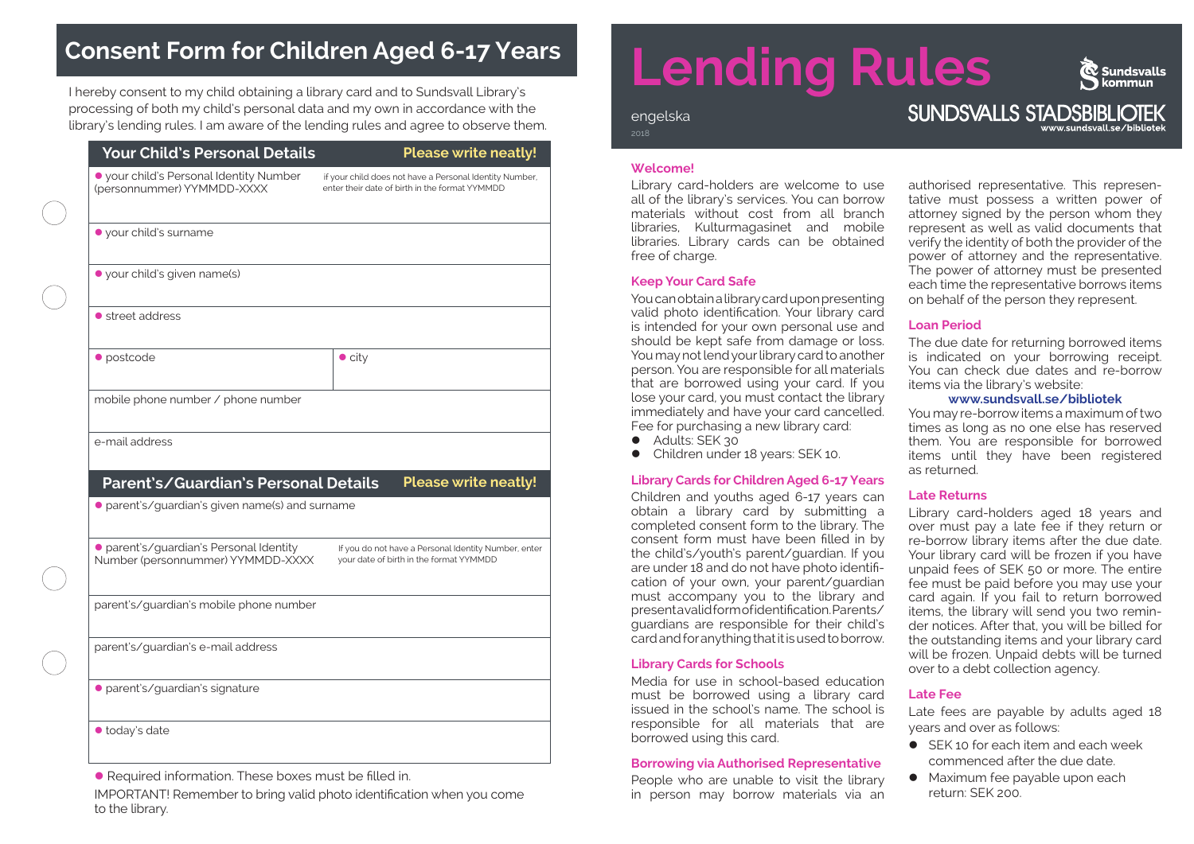# Consent Form for Children Aged 6-17 Years

I hereby consent to my child obtaining a library card and to Sundsvall Library's processing of both my child's personal data and my own in accordance with the library's lending rules. I am aware of the lending rules and agree to observe them.

## Your Child's Personal Details

**Please write neatly!**

| | |
|---|---|
| ● your child's Personal Identity Number (personnummer) YYMMDD-XXXX | if your child does not have a Personal Identity Number, enter their date of birth in the format YYMMDD |
| ● your child's surname | |
| ● your child's given name(s) | |
| ● street address | |
| ● postcode | ● city |
| mobile phone number / phone number | |
| e-mail address | |

## Parent's/Guardian's Personal Details

**Please write neatly!**

| | |
|---|---|
| ● parent's/guardian's given name(s) and surname | |
| ● parent's/guardian's Personal Identity Number (personnummer) YYMMDD-XXXX | If you do not have a Personal Identity Number, enter your date of birth in the format YYMMDD |
| parent's/guardian's mobile phone number | |
| parent's/guardian's e-mail address | |
| ● parent's/guardian's signature | |
| ● today's date | |

● Required information. These boxes must be filled in.

IMPORTANT! Remember to bring valid photo identification when you come to the library.

# Lending Rules

engelska

2018

Sundsvalls kommun

SUNDSVALLS STADSBIBLIOTEK

www.sundsvall.se/bibliotek

### Welcome!

Library card-holders are welcome to use all of the library's services. You can borrow materials without cost from all branch libraries, Kulturmagasinet and mobile libraries. Library cards can be obtained free of charge.

### Keep Your Card Safe

You can obtain a library card upon presenting valid photo identification. Your library card is intended for your own personal use and should be kept safe from damage or loss. You may not lend your library card to another person. You are responsible for all materials that are borrowed using your card. If you lose your card, you must contact the library immediately and have your card cancelled. Fee for purchasing a new library card:

- Adults: SEK 30
- Children under 18 years: SEK 10.

### Library Cards for Children Aged 6-17 Years

Children and youths aged 6-17 years can obtain a library card by submitting a completed consent form to the library. The consent form must have been filled in by the child's/youth's parent/guardian. If you are under 18 and do not have photo identification of your own, your parent/guardian must accompany you to the library and present a valid form of identification. Parents/guardians are responsible for their child's card and for anything that it is used to borrow.

### Library Cards for Schools

Media for use in school-based education must be borrowed using a library card issued in the school's name. The school is responsible for all materials that are borrowed using this card.

### Borrowing via Authorised Representative

People who are unable to visit the library in person may borrow materials via an authorised representative. This representative must possess a written power of attorney signed by the person whom they represent as well as valid documents that verify the identity of both the provider of the power of attorney and the representative. The power of attorney must be presented each time the representative borrows items on behalf of the person they represent.

### Loan Period

The due date for returning borrowed items is indicated on your borrowing receipt. You can check due dates and re-borrow items via the library's website:

**www.sundsvall.se/bibliotek**

You may re-borrow items a maximum of two times as long as no one else has reserved them. You are responsible for borrowed items until they have been registered as returned.

### Late Returns

Library card-holders aged 18 years and over must pay a late fee if they return or re-borrow library items after the due date. Your library card will be frozen if you have unpaid fees of SEK 50 or more. The entire fee must be paid before you may use your card again. If you fail to return borrowed items, the library will send you two reminder notices. After that, you will be billed for the outstanding items and your library card will be frozen. Unpaid debts will be turned over to a debt collection agency.

### Late Fee

Late fees are payable by adults aged 18 years and over as follows:

- SEK 10 for each item and each week commenced after the due date.
- Maximum fee payable upon each return: SEK 200.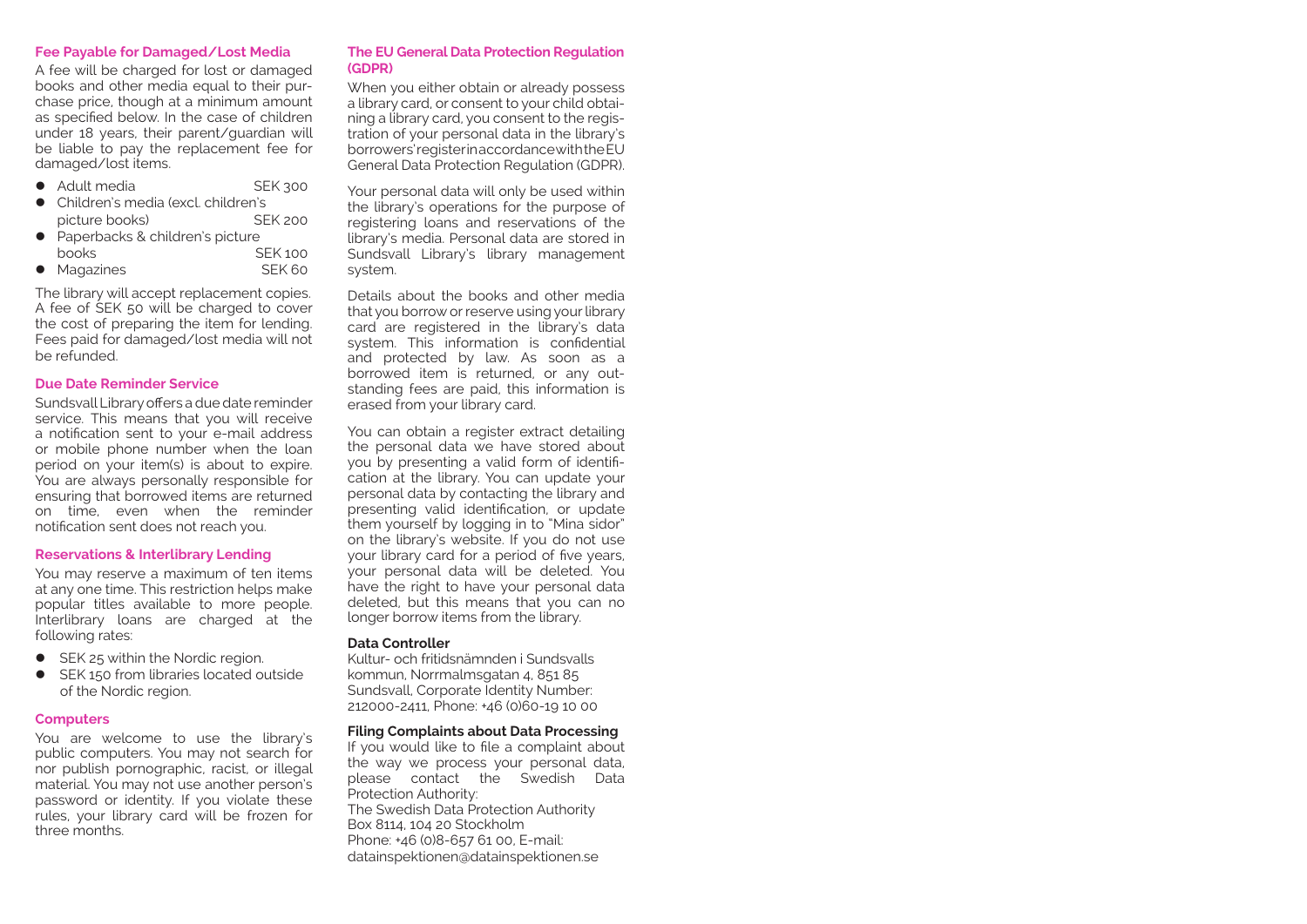## Fee Payable for Damaged/Lost Media

A fee will be charged for lost or damaged books and other media equal to their purchase price, though at a minimum amount as specified below. In the case of children under 18 years, their parent/guardian will be liable to pay the replacement fee for damaged/lost items.

- Adult media SEK 300
- Children's media (excl. children's picture books) SEK 200
- Paperbacks & children's picture books SEK 100
- Magazines SEK 60

The library will accept replacement copies. A fee of SEK 50 will be charged to cover the cost of preparing the item for lending. Fees paid for damaged/lost media will not be refunded.

## Due Date Reminder Service

Sundsvall Library offers a due date reminder service. This means that you will receive a notification sent to your e-mail address or mobile phone number when the loan period on your item(s) is about to expire. You are always personally responsible for ensuring that borrowed items are returned on time, even when the reminder notification sent does not reach you.

## Reservations & Interlibrary Lending

You may reserve a maximum of ten items at any one time. This restriction helps make popular titles available to more people. Interlibrary loans are charged at the following rates:

- SEK 25 within the Nordic region.
- SEK 150 from libraries located outside of the Nordic region.

## Computers

You are welcome to use the library's public computers. You may not search for nor publish pornographic, racist, or illegal material. You may not use another person's password or identity. If you violate these rules, your library card will be frozen for three months.

## The EU General Data Protection Regulation (GDPR)

When you either obtain or already possess a library card, or consent to your child obtaining a library card, you consent to the registration of your personal data in the library's borrowers' register in accordance with the EU General Data Protection Regulation (GDPR).

Your personal data will only be used within the library's operations for the purpose of registering loans and reservations of the library's media. Personal data are stored in Sundsvall Library's library management system.

Details about the books and other media that you borrow or reserve using your library card are registered in the library's data system. This information is confidential and protected by law. As soon as a borrowed item is returned, or any outstanding fees are paid, this information is erased from your library card.

You can obtain a register extract detailing the personal data we have stored about you by presenting a valid form of identification at the library. You can update your personal data by contacting the library and presenting valid identification, or update them yourself by logging in to "Mina sidor" on the library's website. If you do not use your library card for a period of five years, your personal data will be deleted. You have the right to have your personal data deleted, but this means that you can no longer borrow items from the library.

### Data Controller

Kultur- och fritidsnämnden i Sundsvalls kommun, Norrmalmsgatan 4, 851 85 Sundsvall, Corporate Identity Number: 212000-2411, Phone: +46 (0)60-19 10 00

### Filing Complaints about Data Processing

If you would like to file a complaint about the way we process your personal data, please contact the Swedish Data Protection Authority:
The Swedish Data Protection Authority
Box 8114, 104 20 Stockholm
Phone: +46 (0)8-657 61 00, E-mail: datainspektionen@datainspektionen.se